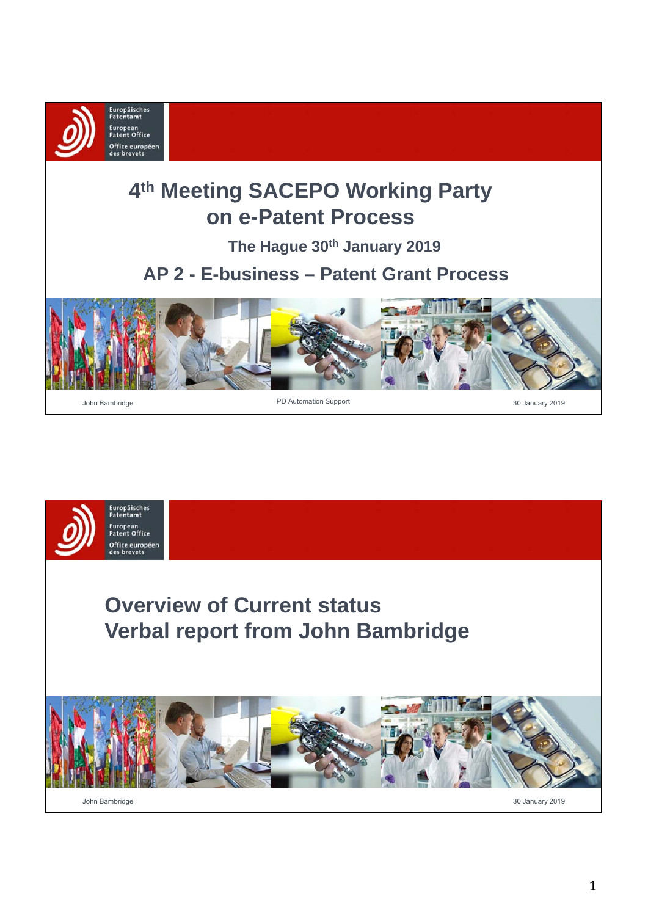# 4th Meeting SACEPO Working Party on e-Patent Process

### The Hague 30th January 2019

## AP 2 - E-business – Patent Grant Process

John Bambridge

PD Automation Support

30 January 2019

---

## Overview of Current status
## Verbal report from John Bambridge

John Bambridge

30 January 2019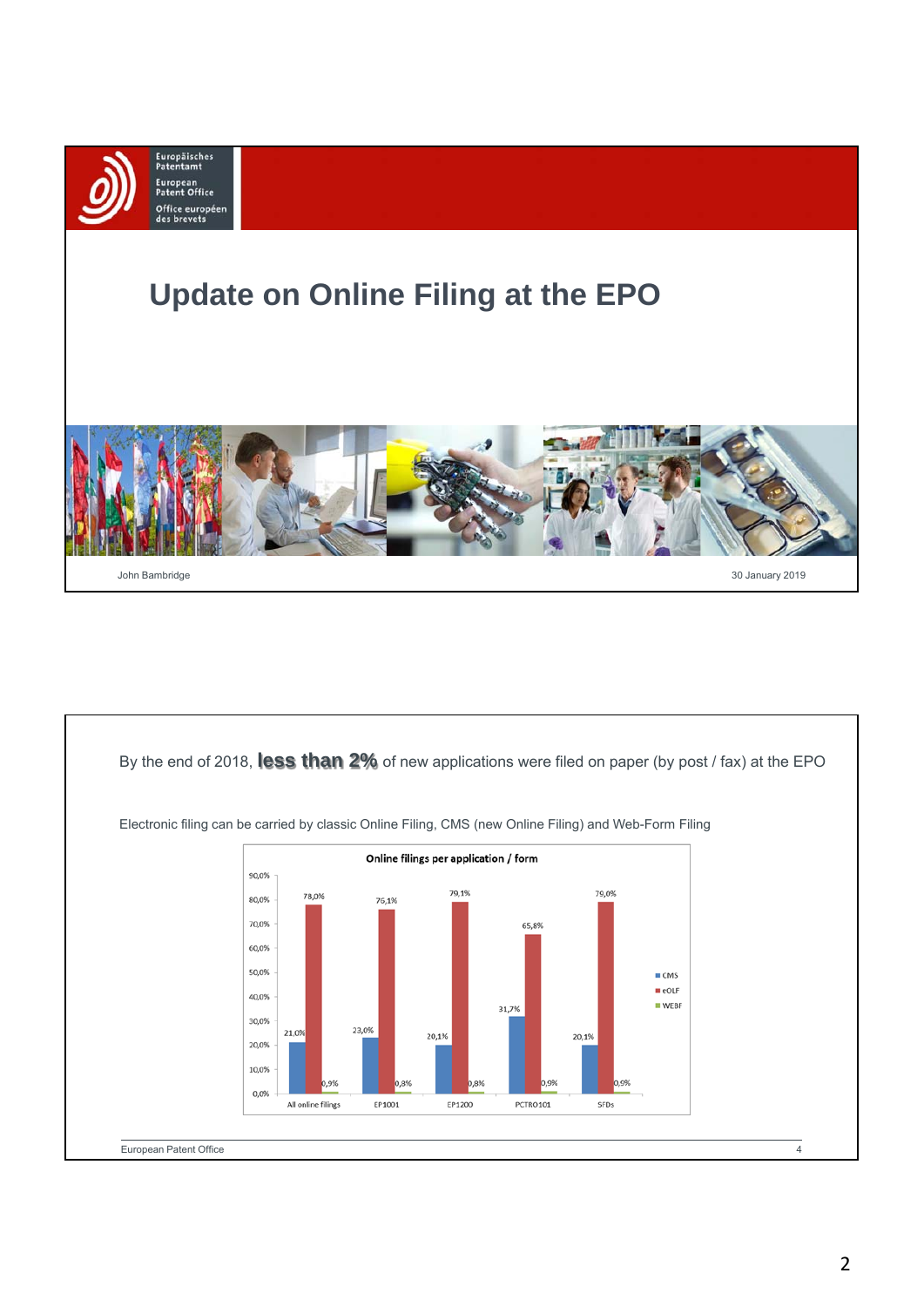# Update on Online Filing at the EPO

John Bambridge

30 January 2019

---

By the end of 2018, **less than 2%** of new applications were filed on paper (by post / fax) at the EPO

Electronic filing can be carried by classic Online Filing, CMS (new Online Filing) and Web-Form Filing

**Online filings per application / form**

| | CMS | eOLF | WEBF |
|---|---|---|---|
| All online filings | 21,0% | 78,0% | 0,9% |
| EP1001 | 23,0% | 76,1% | 0,8% |
| EP1200 | 20,1% | 79,1% | 0,8% |
| PCTRO101 | 31,7% | 65,8% | 0,9% |
| SFDs | 20,1% | 79,0% | 0,9% |

European Patent Office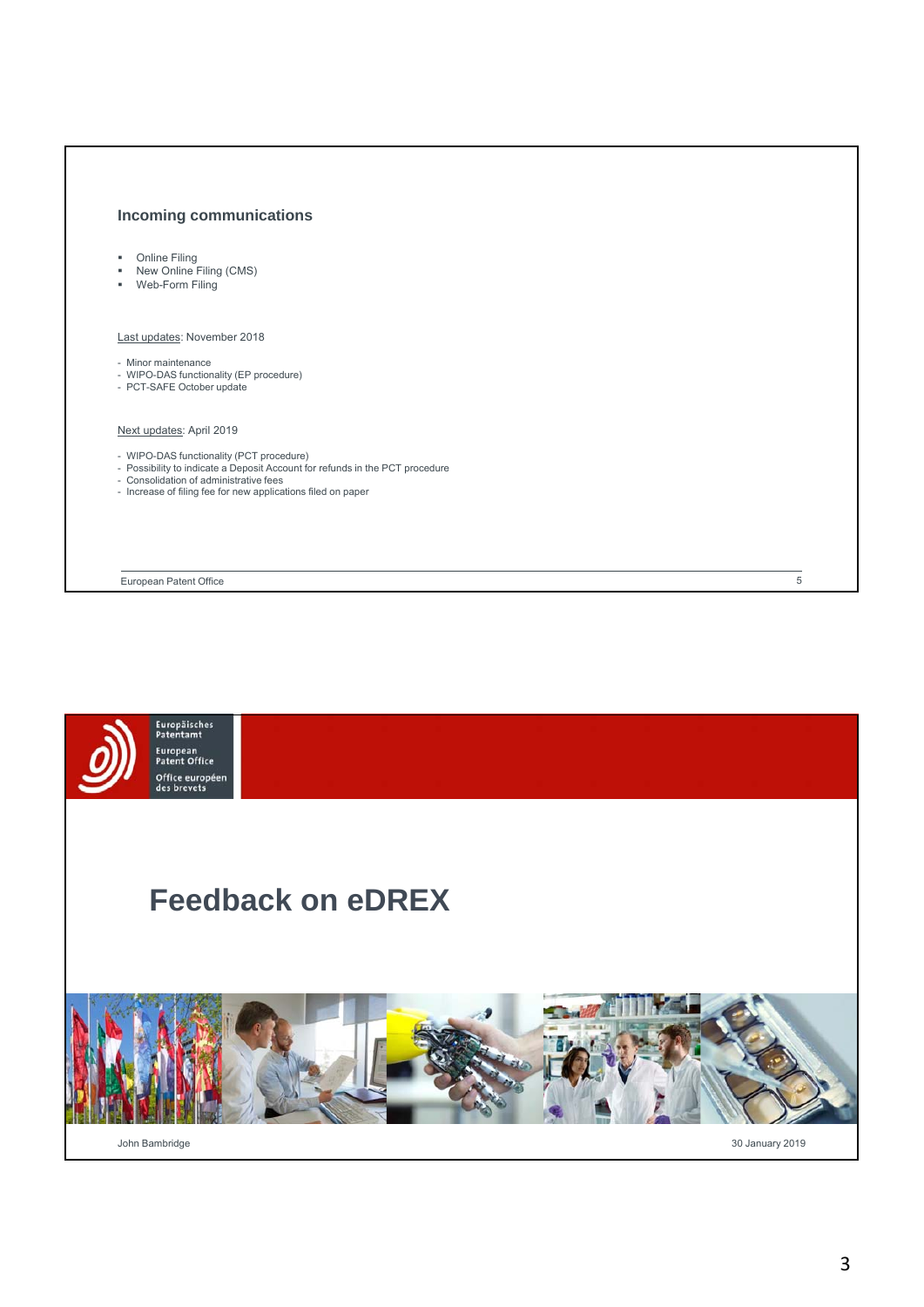## Incoming communications

- Online Filing
- New Online Filing (CMS)
- Web-Form Filing

Last updates: November 2018

- Minor maintenance
- WIPO-DAS functionality (EP procedure)
- PCT-SAFE October update

Next updates: April 2019

- WIPO-DAS functionality (PCT procedure)
- Possibility to indicate a Deposit Account for refunds in the PCT procedure
- Consolidation of administrative fees
- Increase of filing fee for new applications filed on paper

European Patent Office

Europäisches Patentamt
European Patent Office
Office européen des brevets

# Feedback on eDREX

John Bambridge

30 January 2019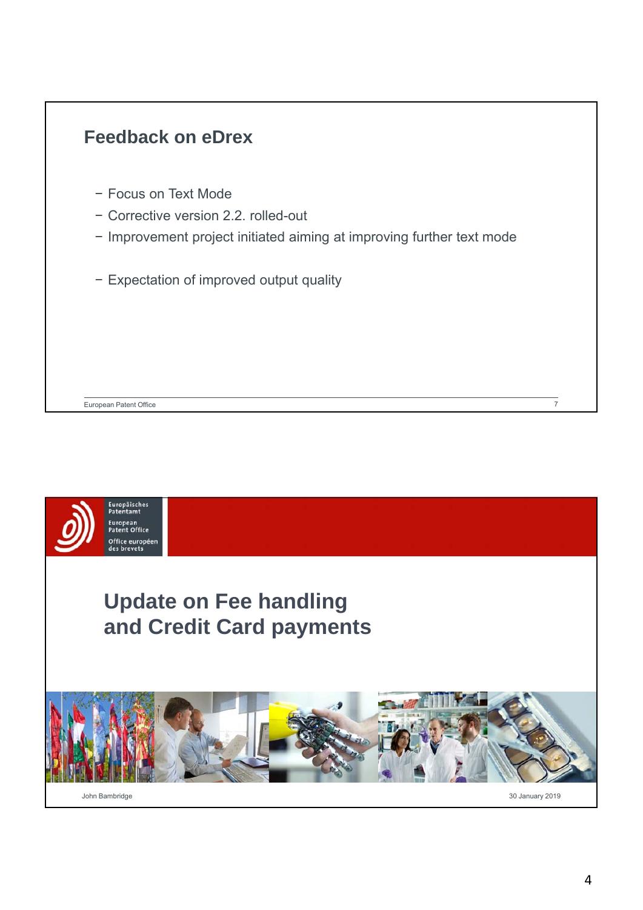## Feedback on eDrex

- Focus on Text Mode
- Corrective version 2.2. rolled-out
- Improvement project initiated aiming at improving further text mode

- Expectation of improved output quality

European Patent Office

---

Europäisches Patentamt
European Patent Office
Office européen des brevets

## Update on Fee handling and Credit Card payments

John Bambridge

30 January 2019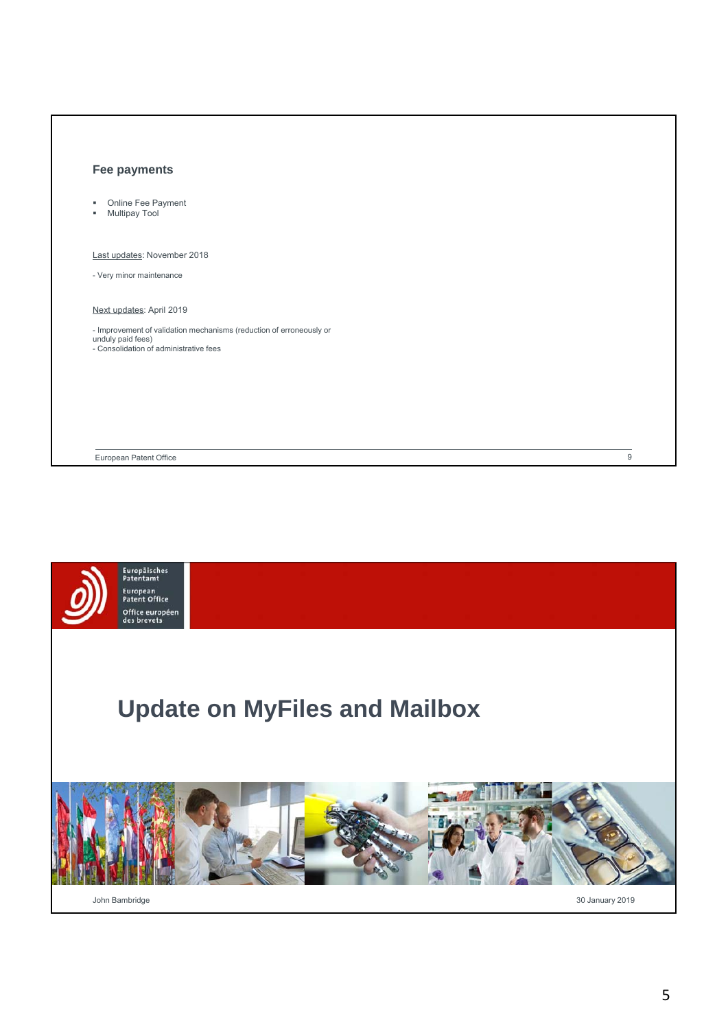## Fee payments

- Online Fee Payment
- Multipay Tool

Last updates: November 2018

- Very minor maintenance

Next updates: April 2019

- Improvement of validation mechanisms (reduction of erroneously or unduly paid fees)
- Consolidation of administrative fees

European Patent Office

Europäisches Patentamt
European Patent Office
Office européen des brevets

# Update on MyFiles and Mailbox

John Bambridge

30 January 2019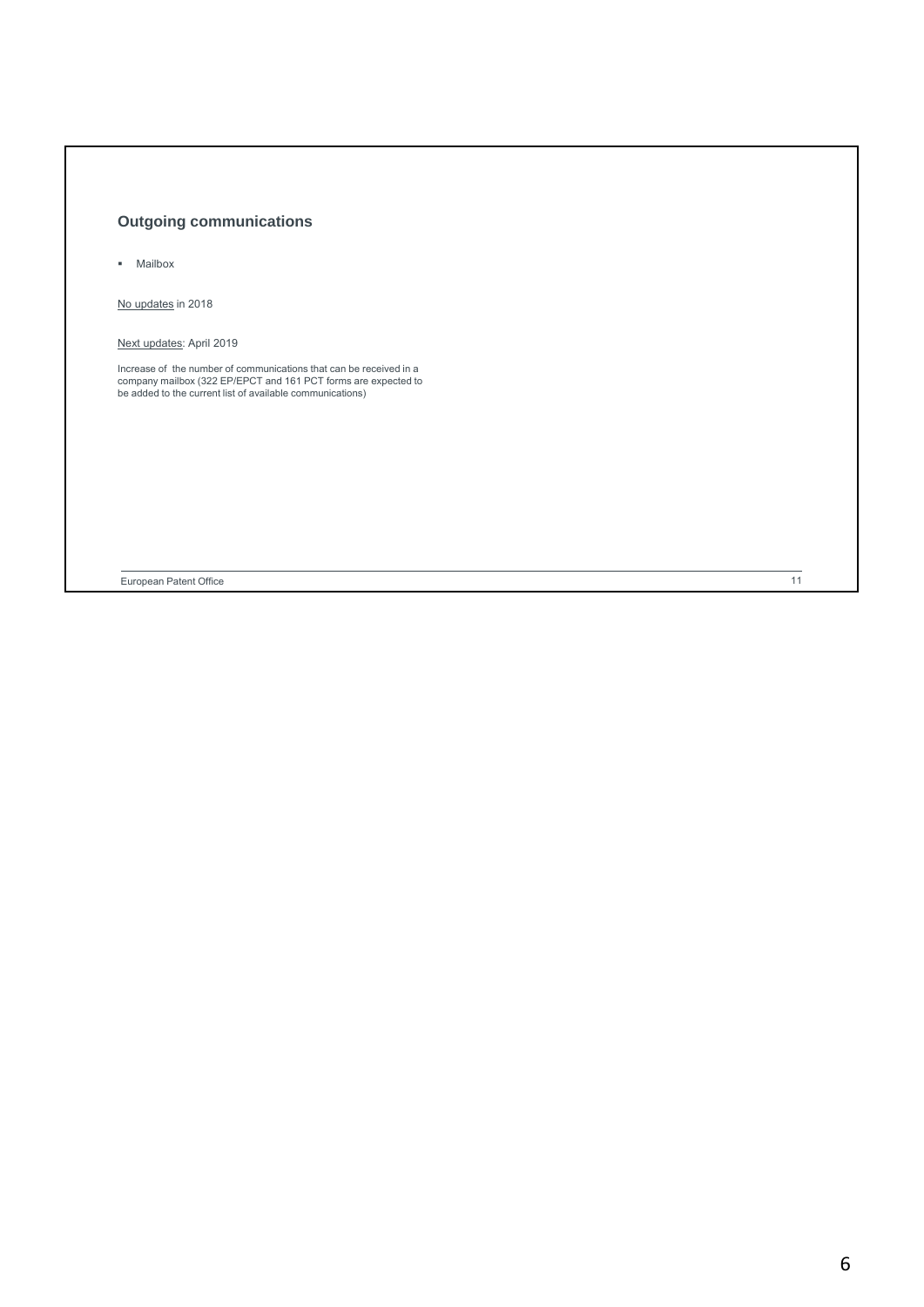## Outgoing communications

- Mailbox

No updates in 2018

Next updates: April 2019

Increase of the number of communications that can be received in a company mailbox (322 EP/EPCT and 161 PCT forms are expected to be added to the current list of available communications)